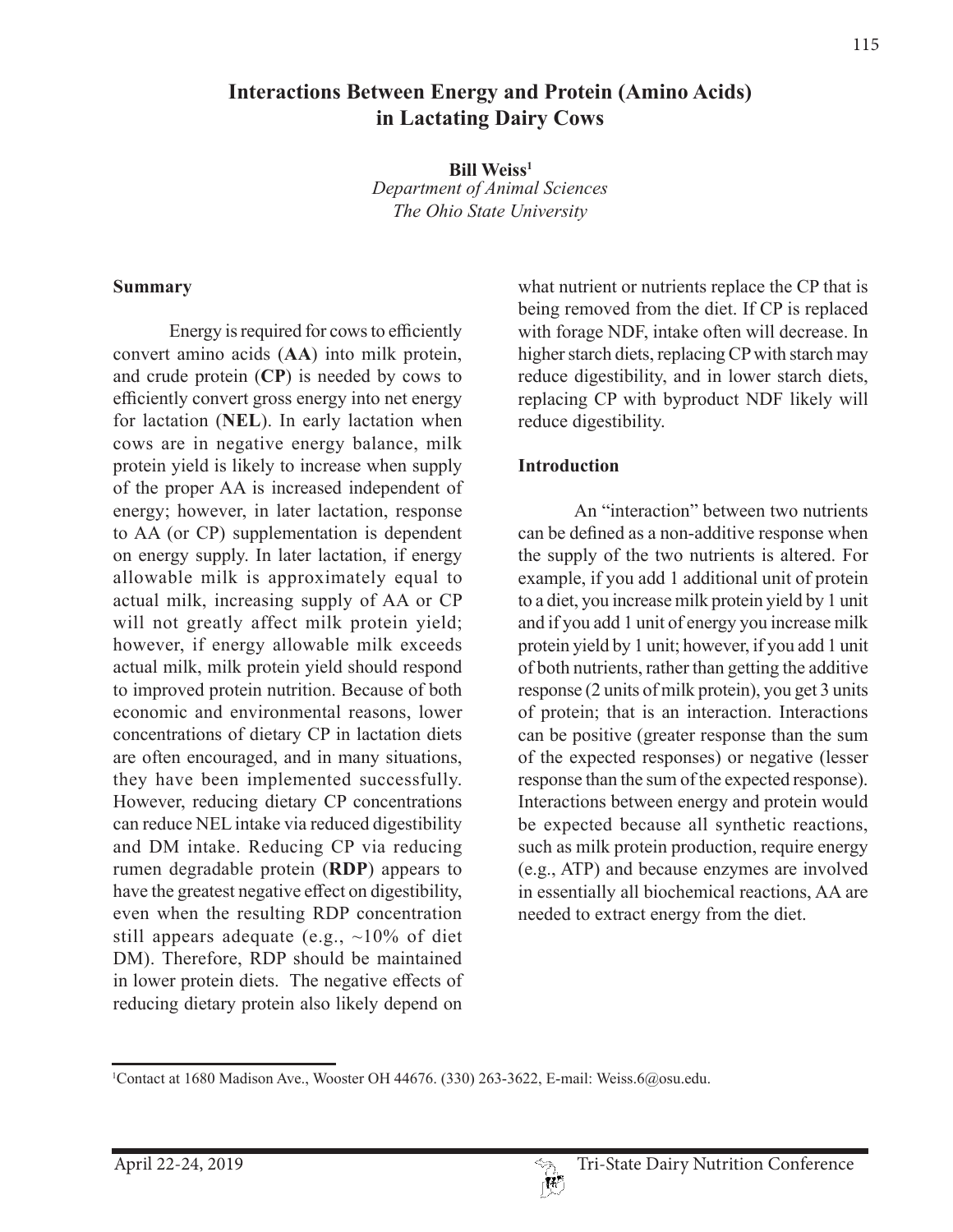# Interactions Between Energy and Protein (Amino Acids) in Lactating Dairy Cows

**Bill Weiss**[1]

*Department of Animal Sciences*
*The Ohio State University*

## Summary

Energy is required for cows to efficiently convert amino acids (**AA**) into milk protein, and crude protein (**CP**) is needed by cows to efficiently convert gross energy into net energy for lactation (**NEL**). In early lactation when cows are in negative energy balance, milk protein yield is likely to increase when supply of the proper AA is increased independent of energy; however, in later lactation, response to AA (or CP) supplementation is dependent on energy supply. In later lactation, if energy allowable milk is approximately equal to actual milk, increasing supply of AA or CP will not greatly affect milk protein yield; however, if energy allowable milk exceeds actual milk, milk protein yield should respond to improved protein nutrition. Because of both economic and environmental reasons, lower concentrations of dietary CP in lactation diets are often encouraged, and in many situations, they have been implemented successfully. However, reducing dietary CP concentrations can reduce NEL intake via reduced digestibility and DM intake. Reducing CP via reducing rumen degradable protein (**RDP**) appears to have the greatest negative effect on digestibility, even when the resulting RDP concentration still appears adequate (e.g., ~10% of diet DM). Therefore, RDP should be maintained in lower protein diets. The negative effects of reducing dietary protein also likely depend on what nutrient or nutrients replace the CP that is being removed from the diet. If CP is replaced with forage NDF, intake often will decrease. In higher starch diets, replacing CP with starch may reduce digestibility, and in lower starch diets, replacing CP with byproduct NDF likely will reduce digestibility.

## Introduction

An "interaction" between two nutrients can be defined as a non-additive response when the supply of the two nutrients is altered. For example, if you add 1 additional unit of protein to a diet, you increase milk protein yield by 1 unit and if you add 1 unit of energy you increase milk protein yield by 1 unit; however, if you add 1 unit of both nutrients, rather than getting the additive response (2 units of milk protein), you get 3 units of protein; that is an interaction. Interactions can be positive (greater response than the sum of the expected responses) or negative (lesser response than the sum of the expected response). Interactions between energy and protein would be expected because all synthetic reactions, such as milk protein production, require energy (e.g., ATP) and because enzymes are involved in essentially all biochemical reactions, AA are needed to extract energy from the diet.

[1]Contact at 1680 Madison Ave., Wooster OH 44676. (330) 263-3622, E-mail: Weiss.6@osu.edu.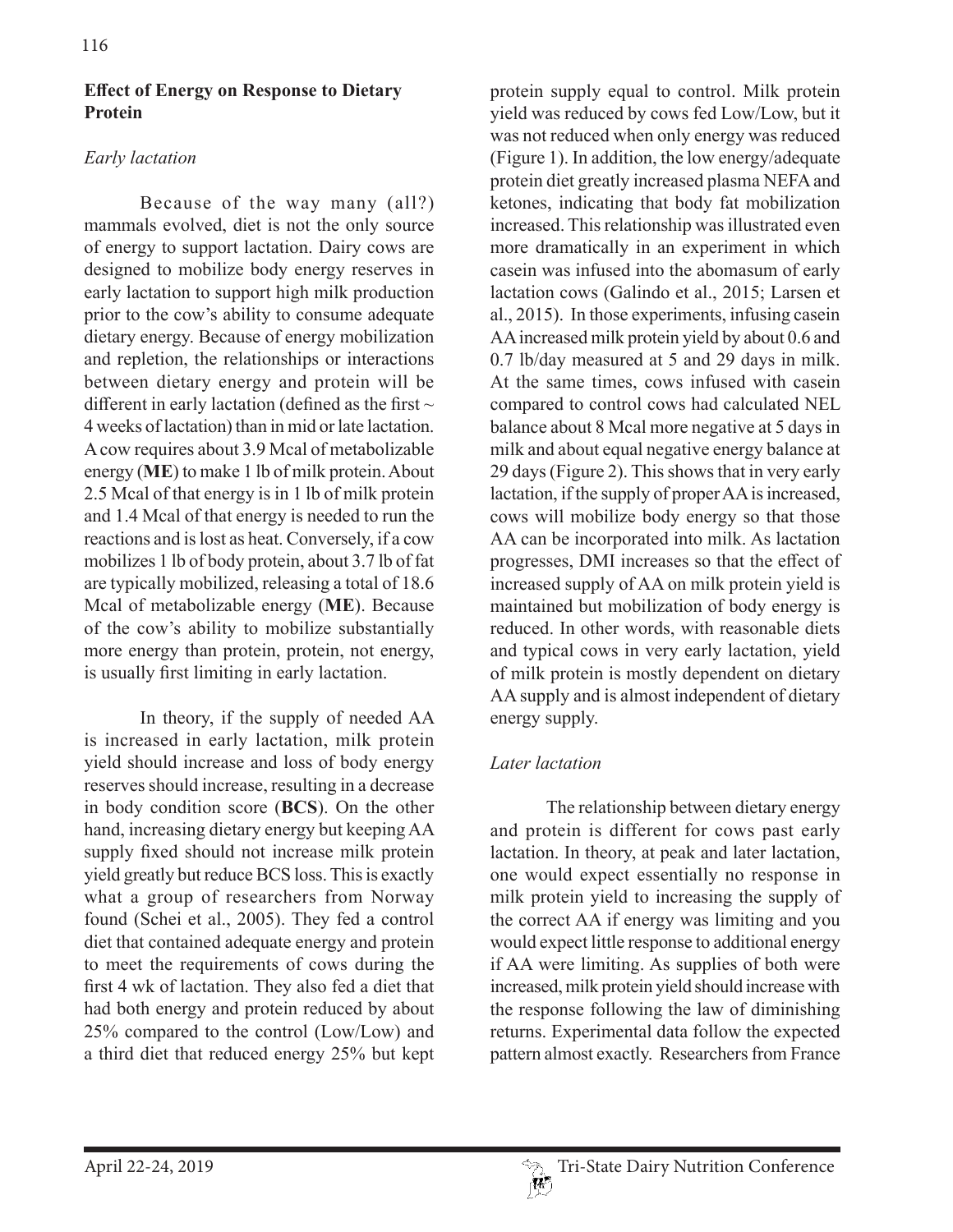## Effect of Energy on Response to Dietary Protein

### *Early lactation*

Because of the way many (all?) mammals evolved, diet is not the only source of energy to support lactation. Dairy cows are designed to mobilize body energy reserves in early lactation to support high milk production prior to the cow's ability to consume adequate dietary energy. Because of energy mobilization and repletion, the relationships or interactions between dietary energy and protein will be different in early lactation (defined as the first ~ 4 weeks of lactation) than in mid or late lactation. A cow requires about 3.9 Mcal of metabolizable energy (**ME**) to make 1 lb of milk protein. About 2.5 Mcal of that energy is in 1 lb of milk protein and 1.4 Mcal of that energy is needed to run the reactions and is lost as heat. Conversely, if a cow mobilizes 1 lb of body protein, about 3.7 lb of fat are typically mobilized, releasing a total of 18.6 Mcal of metabolizable energy (**ME**). Because of the cow's ability to mobilize substantially more energy than protein, protein, not energy, is usually first limiting in early lactation.

In theory, if the supply of needed AA is increased in early lactation, milk protein yield should increase and loss of body energy reserves should increase, resulting in a decrease in body condition score (**BCS**). On the other hand, increasing dietary energy but keeping AA supply fixed should not increase milk protein yield greatly but reduce BCS loss. This is exactly what a group of researchers from Norway found (Schei et al., 2005). They fed a control diet that contained adequate energy and protein to meet the requirements of cows during the first 4 wk of lactation. They also fed a diet that had both energy and protein reduced by about 25% compared to the control (Low/Low) and a third diet that reduced energy 25% but kept protein supply equal to control. Milk protein yield was reduced by cows fed Low/Low, but it was not reduced when only energy was reduced (Figure 1). In addition, the low energy/adequate protein diet greatly increased plasma NEFA and ketones, indicating that body fat mobilization increased. This relationship was illustrated even more dramatically in an experiment in which casein was infused into the abomasum of early lactation cows (Galindo et al., 2015; Larsen et al., 2015). In those experiments, infusing casein AA increased milk protein yield by about 0.6 and 0.7 lb/day measured at 5 and 29 days in milk. At the same times, cows infused with casein compared to control cows had calculated NEL balance about 8 Mcal more negative at 5 days in milk and about equal negative energy balance at 29 days (Figure 2). This shows that in very early lactation, if the supply of proper AA is increased, cows will mobilize body energy so that those AA can be incorporated into milk. As lactation progresses, DMI increases so that the effect of increased supply of AA on milk protein yield is maintained but mobilization of body energy is reduced. In other words, with reasonable diets and typical cows in very early lactation, yield of milk protein is mostly dependent on dietary AA supply and is almost independent of dietary energy supply.

### *Later lactation*

The relationship between dietary energy and protein is different for cows past early lactation. In theory, at peak and later lactation, one would expect essentially no response in milk protein yield to increasing the supply of the correct AA if energy was limiting and you would expect little response to additional energy if AA were limiting. As supplies of both were increased, milk protein yield should increase with the response following the law of diminishing returns. Experimental data follow the expected pattern almost exactly. Researchers from France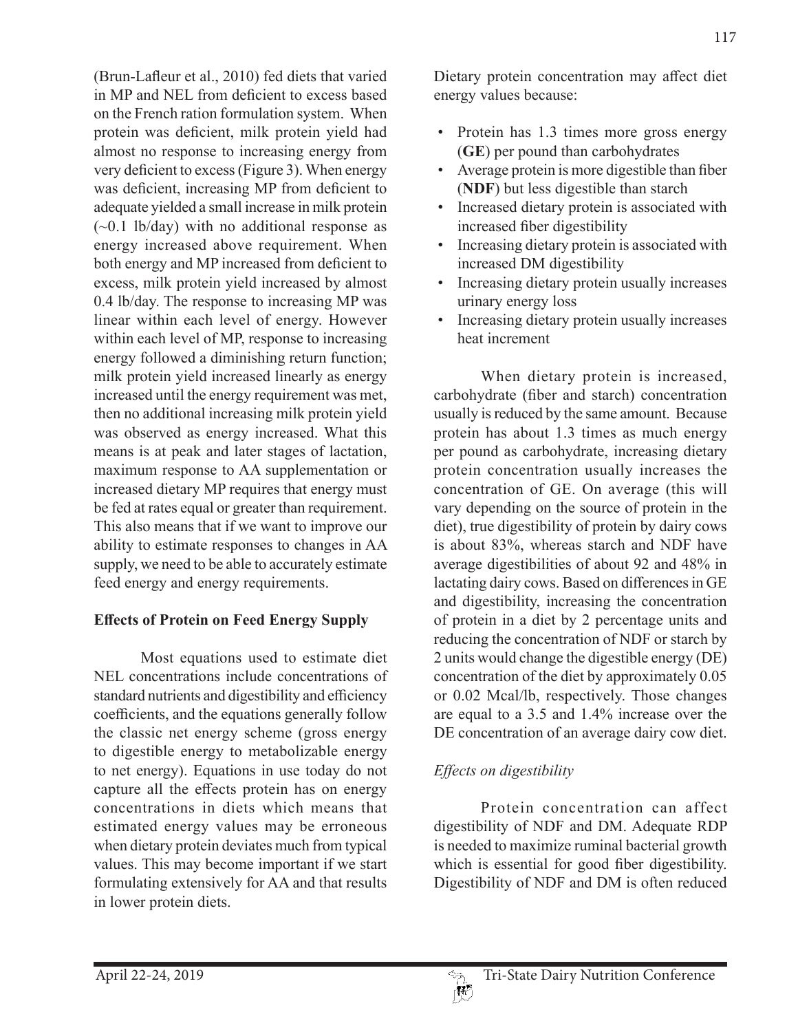(Brun-Lafleur et al., 2010) fed diets that varied in MP and NEL from deficient to excess based on the French ration formulation system. When protein was deficient, milk protein yield had almost no response to increasing energy from very deficient to excess (Figure 3). When energy was deficient, increasing MP from deficient to adequate yielded a small increase in milk protein (~0.1 lb/day) with no additional response as energy increased above requirement. When both energy and MP increased from deficient to excess, milk protein yield increased by almost 0.4 lb/day. The response to increasing MP was linear within each level of energy. However within each level of MP, response to increasing energy followed a diminishing return function; milk protein yield increased linearly as energy increased until the energy requirement was met, then no additional increasing milk protein yield was observed as energy increased. What this means is at peak and later stages of lactation, maximum response to AA supplementation or increased dietary MP requires that energy must be fed at rates equal or greater than requirement. This also means that if we want to improve our ability to estimate responses to changes in AA supply, we need to be able to accurately estimate feed energy and energy requirements.

### Effects of Protein on Feed Energy Supply

Most equations used to estimate diet NEL concentrations include concentrations of standard nutrients and digestibility and efficiency coefficients, and the equations generally follow the classic net energy scheme (gross energy to digestible energy to metabolizable energy to net energy). Equations in use today do not capture all the effects protein has on energy concentrations in diets which means that estimated energy values may be erroneous when dietary protein deviates much from typical values. This may become important if we start formulating extensively for AA and that results in lower protein diets.

Dietary protein concentration may affect diet energy values because:

- Protein has 1.3 times more gross energy (**GE**) per pound than carbohydrates
- Average protein is more digestible than fiber (**NDF**) but less digestible than starch
- Increased dietary protein is associated with increased fiber digestibility
- Increasing dietary protein is associated with increased DM digestibility
- Increasing dietary protein usually increases urinary energy loss
- Increasing dietary protein usually increases heat increment

When dietary protein is increased, carbohydrate (fiber and starch) concentration usually is reduced by the same amount. Because protein has about 1.3 times as much energy per pound as carbohydrate, increasing dietary protein concentration usually increases the concentration of GE. On average (this will vary depending on the source of protein in the diet), true digestibility of protein by dairy cows is about 83%, whereas starch and NDF have average digestibilities of about 92 and 48% in lactating dairy cows. Based on differences in GE and digestibility, increasing the concentration of protein in a diet by 2 percentage units and reducing the concentration of NDF or starch by 2 units would change the digestible energy (DE) concentration of the diet by approximately 0.05 or 0.02 Mcal/lb, respectively. Those changes are equal to a 3.5 and 1.4% increase over the DE concentration of an average dairy cow diet.

#### *Effects on digestibility*

Protein concentration can affect digestibility of NDF and DM. Adequate RDP is needed to maximize ruminal bacterial growth which is essential for good fiber digestibility. Digestibility of NDF and DM is often reduced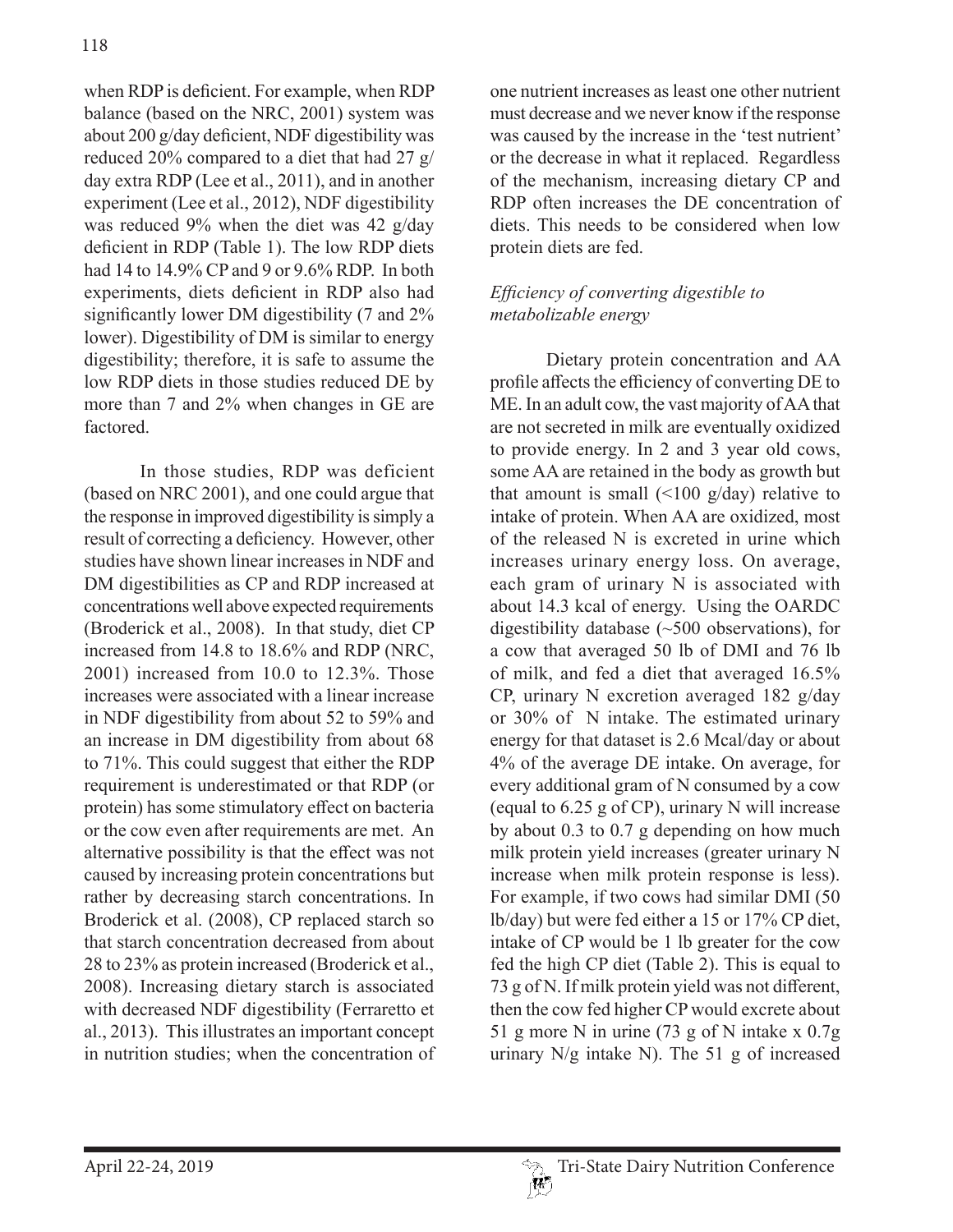when RDP is deficient. For example, when RDP balance (based on the NRC, 2001) system was about 200 g/day deficient, NDF digestibility was reduced 20% compared to a diet that had 27 g/day extra RDP (Lee et al., 2011), and in another experiment (Lee et al., 2012), NDF digestibility was reduced 9% when the diet was 42 g/day deficient in RDP (Table 1). The low RDP diets had 14 to 14.9% CP and 9 or 9.6% RDP. In both experiments, diets deficient in RDP also had significantly lower DM digestibility (7 and 2% lower). Digestibility of DM is similar to energy digestibility; therefore, it is safe to assume the low RDP diets in those studies reduced DE by more than 7 and 2% when changes in GE are factored.

In those studies, RDP was deficient (based on NRC 2001), and one could argue that the response in improved digestibility is simply a result of correcting a deficiency. However, other studies have shown linear increases in NDF and DM digestibilities as CP and RDP increased at concentrations well above expected requirements (Broderick et al., 2008). In that study, diet CP increased from 14.8 to 18.6% and RDP (NRC, 2001) increased from 10.0 to 12.3%. Those increases were associated with a linear increase in NDF digestibility from about 52 to 59% and an increase in DM digestibility from about 68 to 71%. This could suggest that either the RDP requirement is underestimated or that RDP (or protein) has some stimulatory effect on bacteria or the cow even after requirements are met. An alternative possibility is that the effect was not caused by increasing protein concentrations but rather by decreasing starch concentrations. In Broderick et al. (2008), CP replaced starch so that starch concentration decreased from about 28 to 23% as protein increased (Broderick et al., 2008). Increasing dietary starch is associated with decreased NDF digestibility (Ferraretto et al., 2013). This illustrates an important concept in nutrition studies; when the concentration of one nutrient increases as least one other nutrient must decrease and we never know if the response was caused by the increase in the 'test nutrient' or the decrease in what it replaced. Regardless of the mechanism, increasing dietary CP and RDP often increases the DE concentration of diets. This needs to be considered when low protein diets are fed.

### *Efficiency of converting digestible to metabolizable energy*

Dietary protein concentration and AA profile affects the efficiency of converting DE to ME. In an adult cow, the vast majority of AA that are not secreted in milk are eventually oxidized to provide energy. In 2 and 3 year old cows, some AA are retained in the body as growth but that amount is small (<100 g/day) relative to intake of protein. When AA are oxidized, most of the released N is excreted in urine which increases urinary energy loss. On average, each gram of urinary N is associated with about 14.3 kcal of energy. Using the OARDC digestibility database (~500 observations), for a cow that averaged 50 lb of DMI and 76 lb of milk, and fed a diet that averaged 16.5% CP, urinary N excretion averaged 182 g/day or 30% of N intake. The estimated urinary energy for that dataset is 2.6 Mcal/day or about 4% of the average DE intake. On average, for every additional gram of N consumed by a cow (equal to 6.25 g of CP), urinary N will increase by about 0.3 to 0.7 g depending on how much milk protein yield increases (greater urinary N increase when milk protein response is less). For example, if two cows had similar DMI (50 lb/day) but were fed either a 15 or 17% CP diet, intake of CP would be 1 lb greater for the cow fed the high CP diet (Table 2). This is equal to 73 g of N. If milk protein yield was not different, then the cow fed higher CP would excrete about 51 g more N in urine (73 g of N intake x 0.7g urinary N/g intake N). The 51 g of increased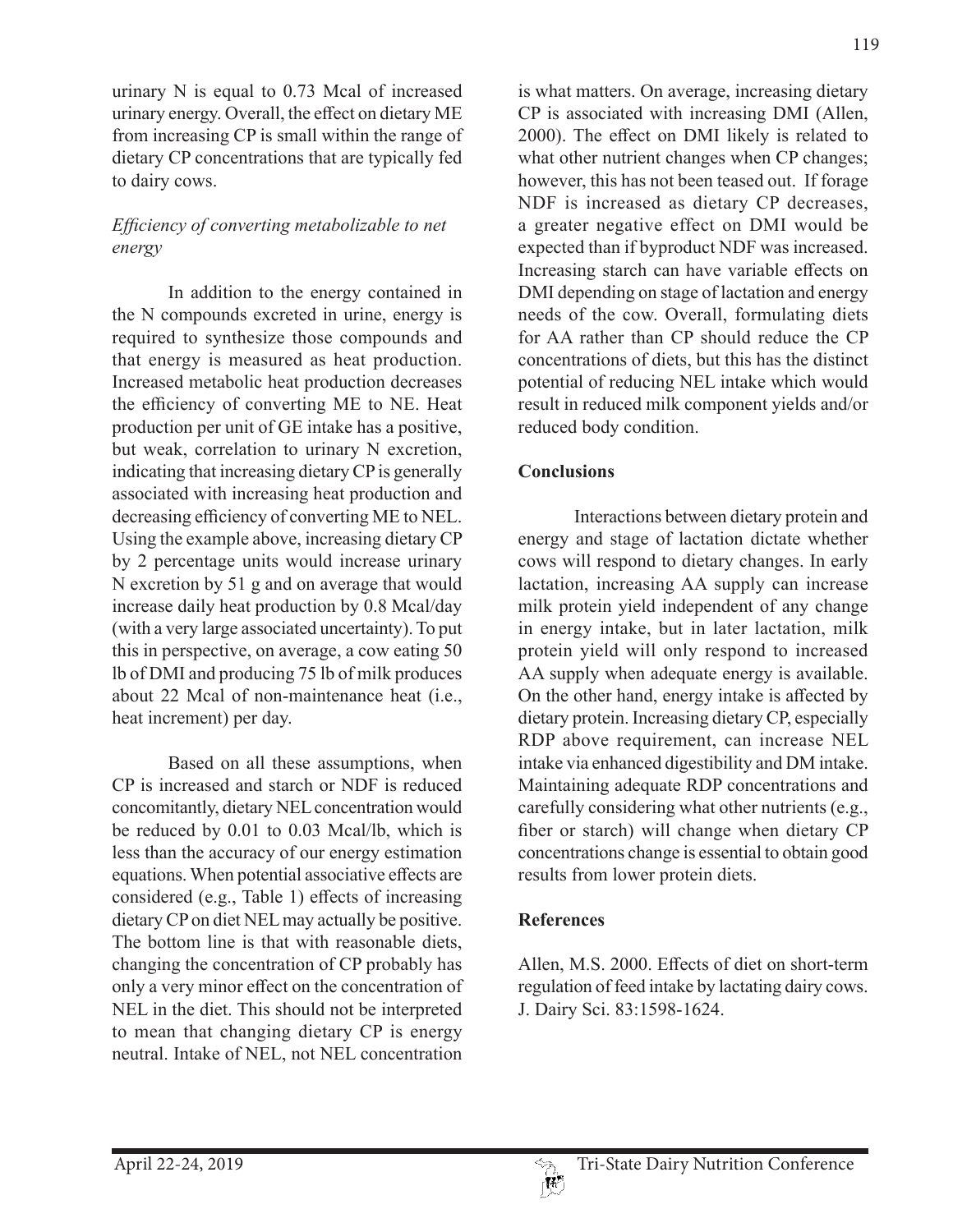urinary N is equal to 0.73 Mcal of increased urinary energy. Overall, the effect on dietary ME from increasing CP is small within the range of dietary CP concentrations that are typically fed to dairy cows.

*Efficiency of converting metabolizable to net energy*

In addition to the energy contained in the N compounds excreted in urine, energy is required to synthesize those compounds and that energy is measured as heat production. Increased metabolic heat production decreases the efficiency of converting ME to NE. Heat production per unit of GE intake has a positive, but weak, correlation to urinary N excretion, indicating that increasing dietary CP is generally associated with increasing heat production and decreasing efficiency of converting ME to NEL. Using the example above, increasing dietary CP by 2 percentage units would increase urinary N excretion by 51 g and on average that would increase daily heat production by 0.8 Mcal/day (with a very large associated uncertainty). To put this in perspective, on average, a cow eating 50 lb of DMI and producing 75 lb of milk produces about 22 Mcal of non-maintenance heat (i.e., heat increment) per day.

Based on all these assumptions, when CP is increased and starch or NDF is reduced concomitantly, dietary NEL concentration would be reduced by 0.01 to 0.03 Mcal/lb, which is less than the accuracy of our energy estimation equations. When potential associative effects are considered (e.g., Table 1) effects of increasing dietary CP on diet NEL may actually be positive. The bottom line is that with reasonable diets, changing the concentration of CP probably has only a very minor effect on the concentration of NEL in the diet. This should not be interpreted to mean that changing dietary CP is energy neutral. Intake of NEL, not NEL concentration is what matters. On average, increasing dietary CP is associated with increasing DMI (Allen, 2000). The effect on DMI likely is related to what other nutrient changes when CP changes; however, this has not been teased out. If forage NDF is increased as dietary CP decreases, a greater negative effect on DMI would be expected than if byproduct NDF was increased. Increasing starch can have variable effects on DMI depending on stage of lactation and energy needs of the cow. Overall, formulating diets for AA rather than CP should reduce the CP concentrations of diets, but this has the distinct potential of reducing NEL intake which would result in reduced milk component yields and/or reduced body condition.

## Conclusions

Interactions between dietary protein and energy and stage of lactation dictate whether cows will respond to dietary changes. In early lactation, increasing AA supply can increase milk protein yield independent of any change in energy intake, but in later lactation, milk protein yield will only respond to increased AA supply when adequate energy is available. On the other hand, energy intake is affected by dietary protein. Increasing dietary CP, especially RDP above requirement, can increase NEL intake via enhanced digestibility and DM intake. Maintaining adequate RDP concentrations and carefully considering what other nutrients (e.g., fiber or starch) will change when dietary CP concentrations change is essential to obtain good results from lower protein diets.

## References

Allen, M.S. 2000. Effects of diet on short-term regulation of feed intake by lactating dairy cows. J. Dairy Sci. 83:1598-1624.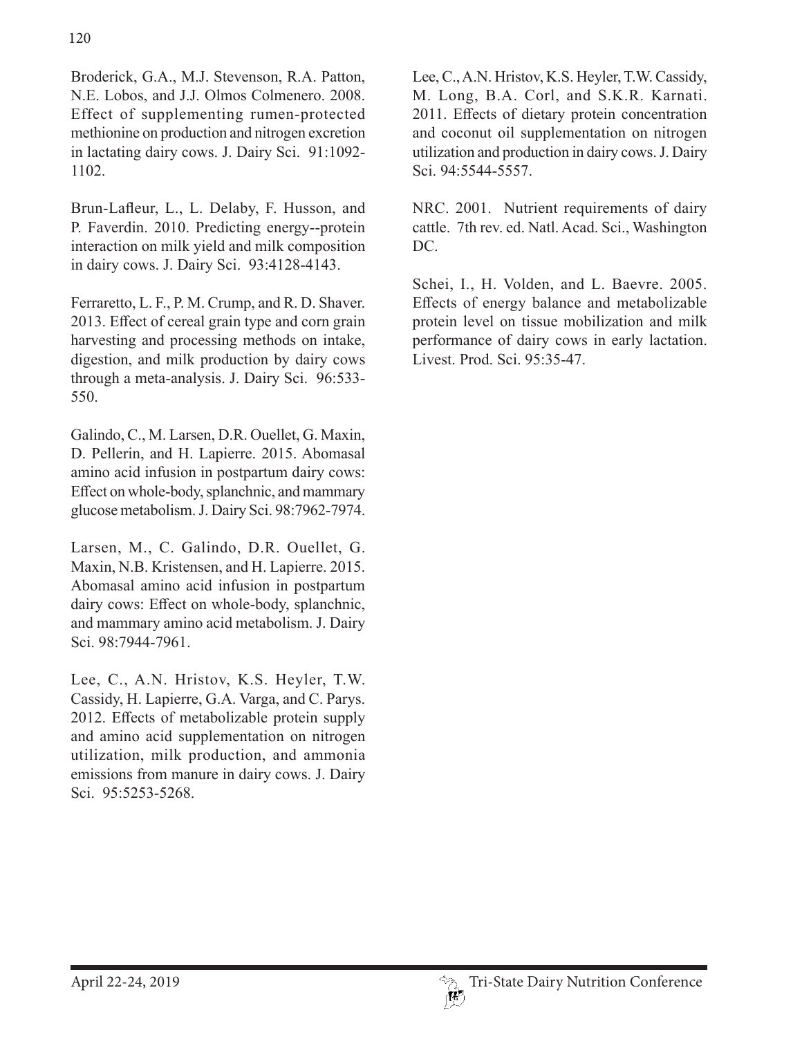Broderick, G.A., M.J. Stevenson, R.A. Patton, N.E. Lobos, and J.J. Olmos Colmenero. 2008. Effect of supplementing rumen-protected methionine on production and nitrogen excretion in lactating dairy cows. J. Dairy Sci. 91:1092-1102.

Brun-Lafleur, L., L. Delaby, F. Husson, and P. Faverdin. 2010. Predicting energy--protein interaction on milk yield and milk composition in dairy cows. J. Dairy Sci. 93:4128-4143.

Ferraretto, L. F., P. M. Crump, and R. D. Shaver. 2013. Effect of cereal grain type and corn grain harvesting and processing methods on intake, digestion, and milk production by dairy cows through a meta-analysis. J. Dairy Sci. 96:533-550.

Galindo, C., M. Larsen, D.R. Ouellet, G. Maxin, D. Pellerin, and H. Lapierre. 2015. Abomasal amino acid infusion in postpartum dairy cows: Effect on whole-body, splanchnic, and mammary glucose metabolism. J. Dairy Sci. 98:7962-7974.

Larsen, M., C. Galindo, D.R. Ouellet, G. Maxin, N.B. Kristensen, and H. Lapierre. 2015. Abomasal amino acid infusion in postpartum dairy cows: Effect on whole-body, splanchnic, and mammary amino acid metabolism. J. Dairy Sci. 98:7944-7961.

Lee, C., A.N. Hristov, K.S. Heyler, T.W. Cassidy, H. Lapierre, G.A. Varga, and C. Parys. 2012. Effects of metabolizable protein supply and amino acid supplementation on nitrogen utilization, milk production, and ammonia emissions from manure in dairy cows. J. Dairy Sci. 95:5253-5268.

Lee, C., A.N. Hristov, K.S. Heyler, T.W. Cassidy, M. Long, B.A. Corl, and S.K.R. Karnati. 2011. Effects of dietary protein concentration and coconut oil supplementation on nitrogen utilization and production in dairy cows. J. Dairy Sci. 94:5544-5557.

NRC. 2001. Nutrient requirements of dairy cattle. 7th rev. ed. Natl. Acad. Sci., Washington DC.

Schei, I., H. Volden, and L. Baevre. 2005. Effects of energy balance and metabolizable protein level on tissue mobilization and milk performance of dairy cows in early lactation. Livest. Prod. Sci. 95:35-47.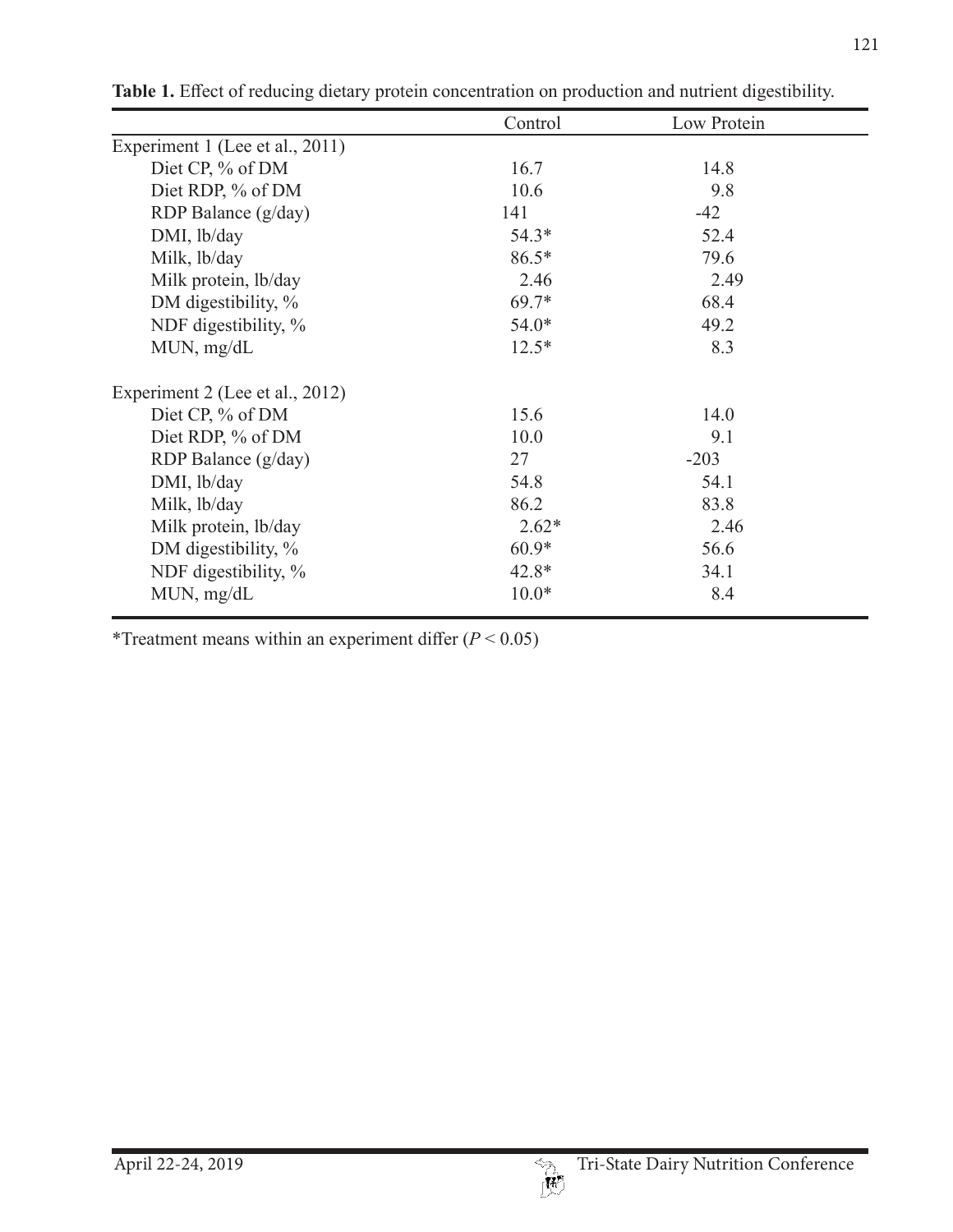**Table 1.** Effect of reducing dietary protein concentration on production and nutrient digestibility.

| | Control | Low Protein |
|---|---|---|
| Experiment 1 (Lee et al., 2011) | | |
| Diet CP, % of DM | 16.7 | 14.8 |
| Diet RDP, % of DM | 10.6 | 9.8 |
| RDP Balance (g/day) | 141 | -42 |
| DMI, lb/day | 54.3* | 52.4 |
| Milk, lb/day | 86.5* | 79.6 |
| Milk protein, lb/day | 2.46 | 2.49 |
| DM digestibility, % | 69.7* | 68.4 |
| NDF digestibility, % | 54.0* | 49.2 |
| MUN, mg/dL | 12.5* | 8.3 |
| Experiment 2 (Lee et al., 2012) | | |
| Diet CP, % of DM | 15.6 | 14.0 |
| Diet RDP, % of DM | 10.0 | 9.1 |
| RDP Balance (g/day) | 27 | -203 |
| DMI, lb/day | 54.8 | 54.1 |
| Milk, lb/day | 86.2 | 83.8 |
| Milk protein, lb/day | 2.62* | 2.46 |
| DM digestibility, % | 60.9* | 56.6 |
| NDF digestibility, % | 42.8* | 34.1 |
| MUN, mg/dL | 10.0* | 8.4 |

*Treatment means within an experiment differ ($P < 0.05$)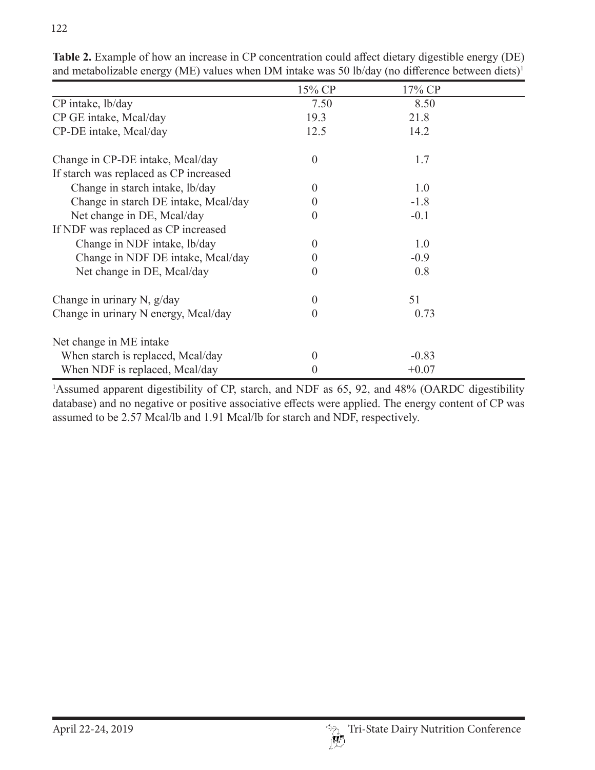**Table 2.** Example of how an increase in CP concentration could affect dietary digestible energy (DE) and metabolizable energy (ME) values when DM intake was 50 lb/day (no difference between diets)[1]

| | 15% CP | 17% CP |
|---|---|---|
| CP intake, lb/day | 7.50 | 8.50 |
| CP GE intake, Mcal/day | 19.3 | 21.8 |
| CP-DE intake, Mcal/day | 12.5 | 14.2 |
| | | |
| Change in CP-DE intake, Mcal/day | 0 | 1.7 |
| If starch was replaced as CP increased | | |
| Change in starch intake, lb/day | 0 | 1.0 |
| Change in starch DE intake, Mcal/day | 0 | -1.8 |
| Net change in DE, Mcal/day | 0 | -0.1 |
| If NDF was replaced as CP increased | | |
| Change in NDF intake, lb/day | 0 | 1.0 |
| Change in NDF DE intake, Mcal/day | 0 | -0.9 |
| Net change in DE, Mcal/day | 0 | 0.8 |
| | | |
| Change in urinary N, g/day | 0 | 51 |
| Change in urinary N energy, Mcal/day | 0 | 0.73 |
| | | |
| Net change in ME intake | | |
| When starch is replaced, Mcal/day | 0 | -0.83 |
| When NDF is replaced, Mcal/day | 0 | +0.07 |

[1]Assumed apparent digestibility of CP, starch, and NDF as 65, 92, and 48% (OARDC digestibility database) and no negative or positive associative effects were applied. The energy content of CP was assumed to be 2.57 Mcal/lb and 1.91 Mcal/lb for starch and NDF, respectively.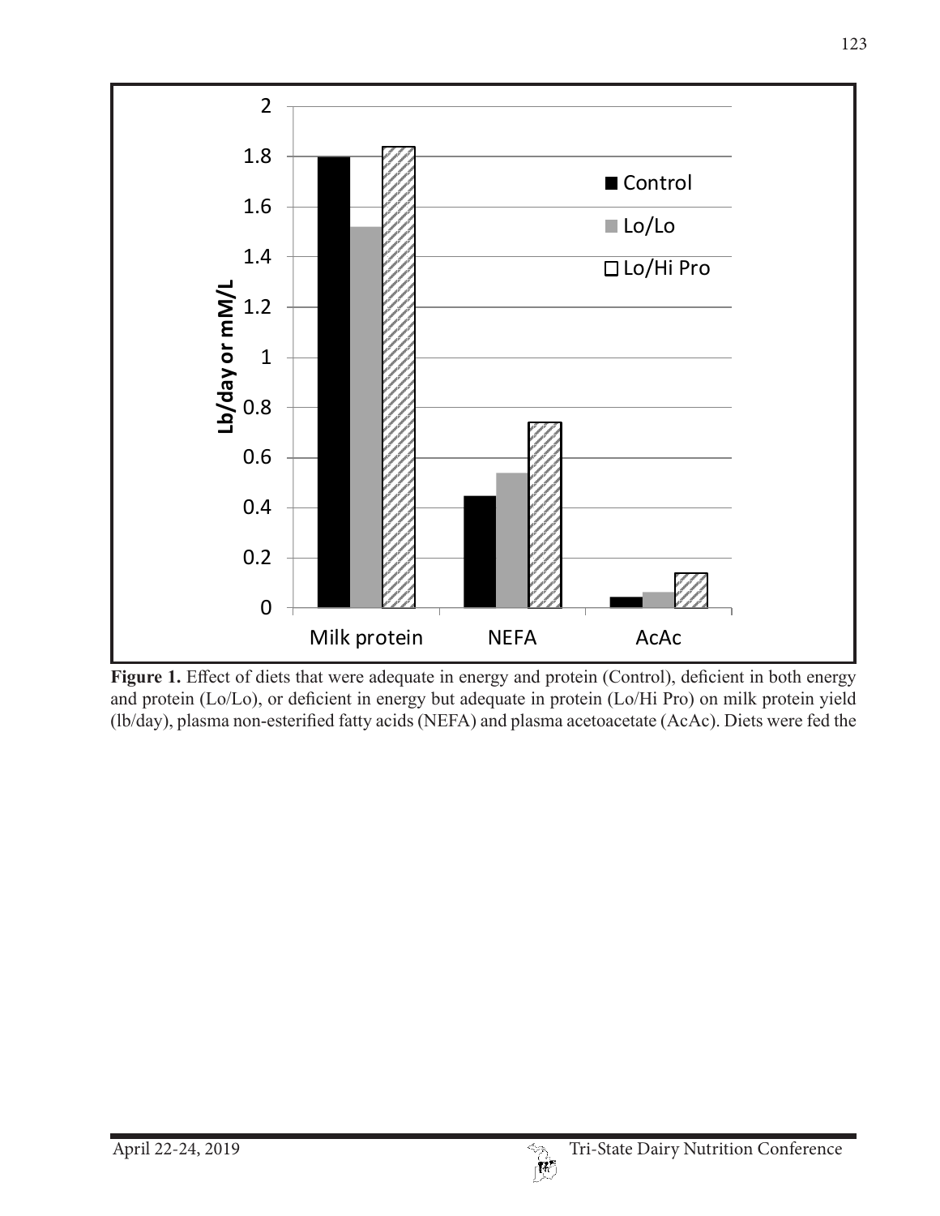**Figure 1.** Effect of diets that were adequate in energy and protein (Control), deficient in both energy and protein (Lo/Lo), or deficient in energy but adequate in protein (Lo/Hi Pro) on milk protein yield (lb/day), plasma non-esterified fatty acids (NEFA) and plasma acetoacetate (AcAc). Diets were fed the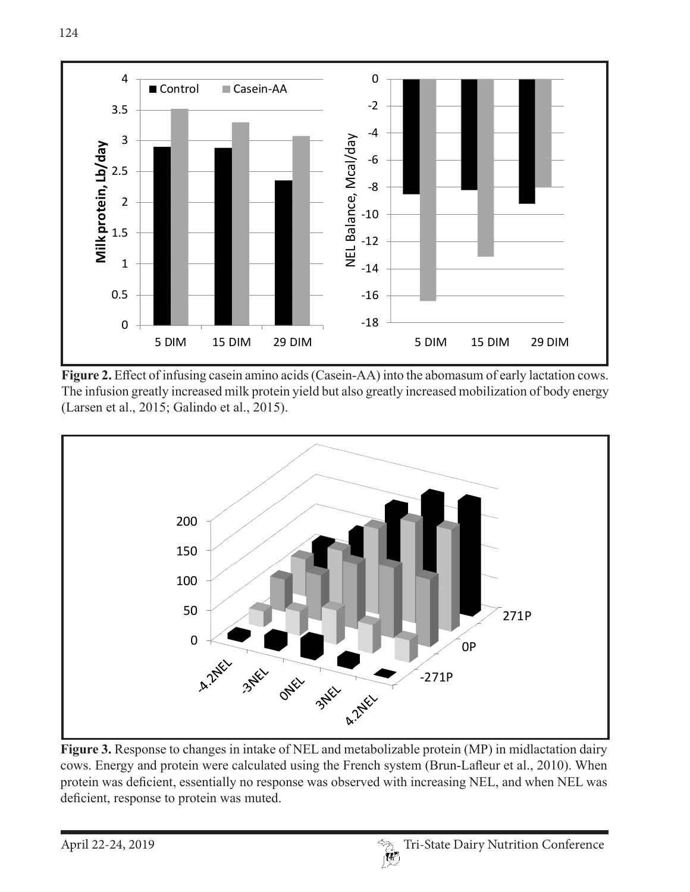Control
Casein-AA

Milk protein, Lb/day

4
3.5
3
2.5
2
1.5
1
0.5
0

5 DIM
15 DIM
29 DIM

NEL Balance, Mcal/day

0
-2
-4
-6
-8
-10
-12
-14
-16
-18

5 DIM
15 DIM
29 DIM

**Figure 2.** Effect of infusing casein amino acids (Casein-AA) into the abomasum of early lactation cows. The infusion greatly increased milk protein yield but also greatly increased mobilization of body energy (Larsen et al., 2015; Galindo et al., 2015).

200
150
100
50
0

-4.2NEL
-3NEL
0NEL
3NEL
4.2NEL

271P
0P
-271P

**Figure 3.** Response to changes in intake of NEL and metabolizable protein (MP) in midlactation dairy cows. Energy and protein were calculated using the French system (Brun-Lafleur et al., 2010). When protein was deficient, essentially no response was observed with increasing NEL, and when NEL was deficient, response to protein was muted.